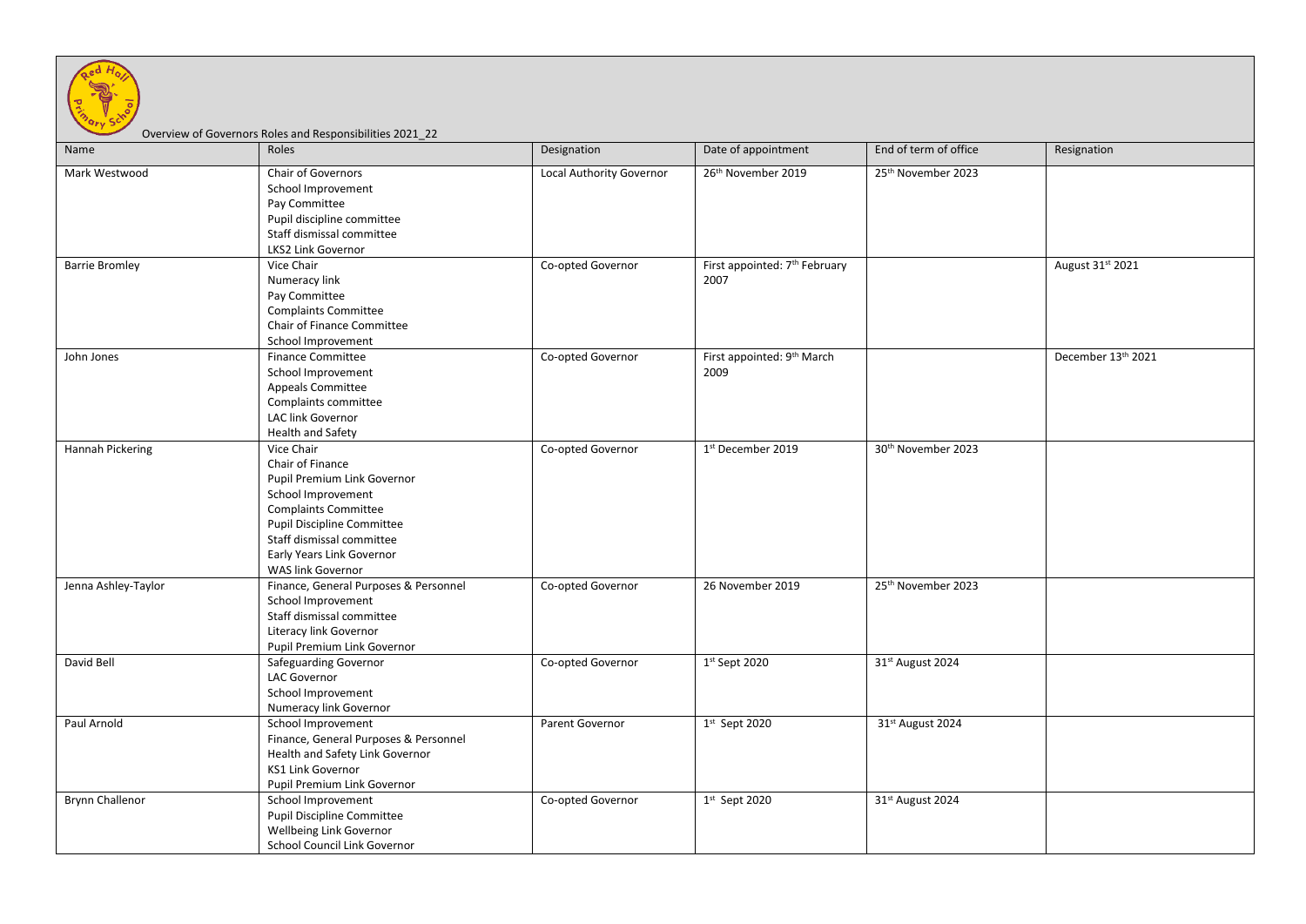Overview of Governors Roles and Responsibilities 2021_22

| Name | Roles | Designation | Date of appointment | End of term of office | Resignation |
| --- | --- | --- | --- | --- | --- |
| Mark Westwood | Chair of Governors<br>School Improvement<br>Pay Committee<br>Pupil discipline committee<br>Staff dismissal committee<br>LKS2 Link Governor | Local Authority Governor | 26th November 2019 | 25th November 2023 | |
| Barrie Bromley | Vice Chair<br>Numeracy link<br>Pay Committee<br>Complaints Committee<br>Chair of Finance Committee<br>School Improvement | Co-opted Governor | First appointed: 7th February 2007 | | August 31st 2021 |
| John Jones | Finance Committee<br>School Improvement<br>Appeals Committee<br>Complaints committee<br>LAC link Governor<br>Health and Safety | Co-opted Governor | First appointed: 9th March 2009 | | December 13th 2021 |
| Hannah Pickering | Vice Chair<br>Chair of Finance<br>Pupil Premium Link Governor<br>School Improvement<br>Complaints Committee<br>Pupil Discipline Committee<br>Staff dismissal committee<br>Early Years Link Governor<br>WAS link Governor | Co-opted Governor | 1st December 2019 | 30th November 2023 | |
| Jenna Ashley-Taylor | Finance, General Purposes & Personnel<br>School Improvement<br>Staff dismissal committee<br>Literacy link Governor<br>Pupil Premium Link Governor | Co-opted Governor | 26 November 2019 | 25th November 2023 | |
| David Bell | Safeguarding Governor<br>LAC Governor<br>School Improvement<br>Numeracy link Governor | Co-opted Governor | 1st Sept 2020 | 31st August 2024 | |
| Paul Arnold | School Improvement<br>Finance, General Purposes & Personnel<br>Health and Safety Link Governor<br>KS1 Link Governor<br>Pupil Premium Link Governor | Parent Governor | 1st Sept 2020 | 31st August 2024 | |
| Brynn Challenor | School Improvement<br>Pupil Discipline Committee<br>Wellbeing Link Governor<br>School Council Link Governor | Co-opted Governor | 1st Sept 2020 | 31st August 2024 | |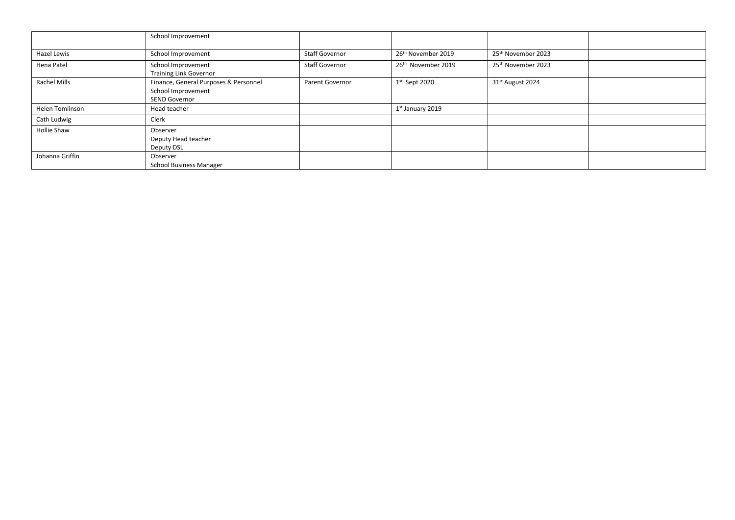| | | | | | |
|---|---|---|---|---|---|
| | School Improvement | | | | |
| Hazel Lewis | School Improvement | Staff Governor | 26th November 2019 | 25th November 2023 | |
| Hena Patel | School Improvement<br>Training Link Governor | Staff Governor | 26th November 2019 | 25th November 2023 | |
| Rachel Mills | Finance, General Purposes & Personnel<br>School Improvement<br>SEND Governor | Parent Governor | 1st Sept 2020 | 31st August 2024 | |
| Helen Tomlinson | Head teacher | | 1st January 2019 | | |
| Cath Ludwig | Clerk | | | | |
| Hollie Shaw | Observer<br>Deputy Head teacher<br>Deputy DSL | | | | |
| Johanna Griffin | Observer<br>School Business Manager | | | | |